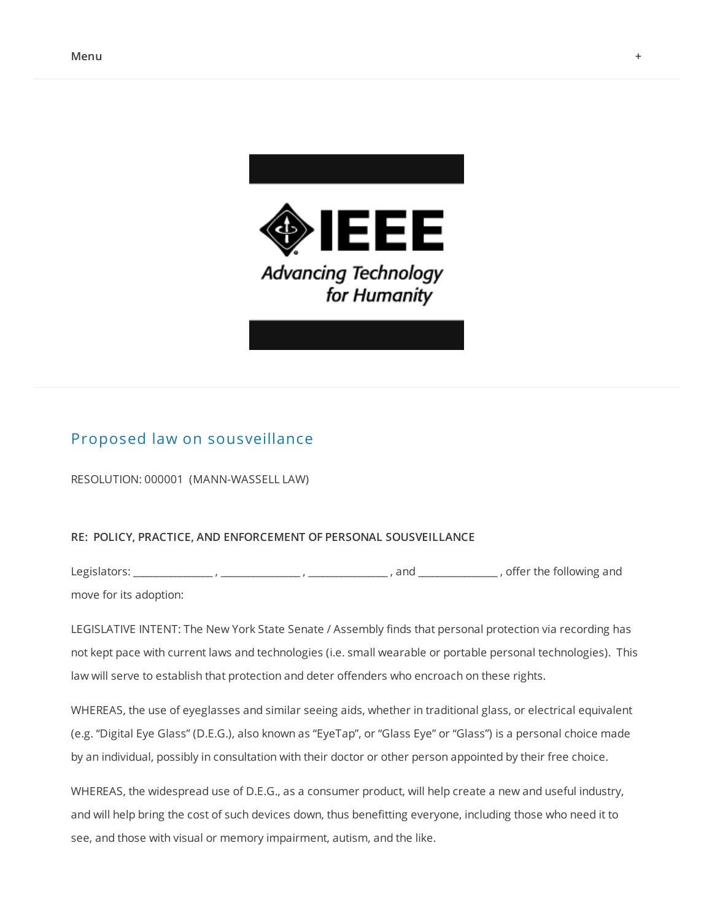Menu +

## Proposed law on sousveillance

RESOLUTION: 000001 (MANN-WASSELL LAW)

**RE: POLICY, PRACTICE, AND ENFORCEMENT OF PERSONAL SOUSVEILLANCE**

Legislators: _______________ , _______________ , _______________ , and _______________ , offer the following and move for its adoption:

LEGISLATIVE INTENT: The New York State Senate / Assembly finds that personal protection via recording has not kept pace with current laws and technologies (i.e. small wearable or portable personal technologies). This law will serve to establish that protection and deter offenders who encroach on these rights.

WHEREAS, the use of eyeglasses and similar seeing aids, whether in traditional glass, or electrical equivalent (e.g. "Digital Eye Glass" (D.E.G.), also known as "EyeTap", or "Glass Eye" or "Glass") is a personal choice made by an individual, possibly in consultation with their doctor or other person appointed by their free choice.

WHEREAS, the widespread use of D.E.G., as a consumer product, will help create a new and useful industry, and will help bring the cost of such devices down, thus benefitting everyone, including those who need it to see, and those with visual or memory impairment, autism, and the like.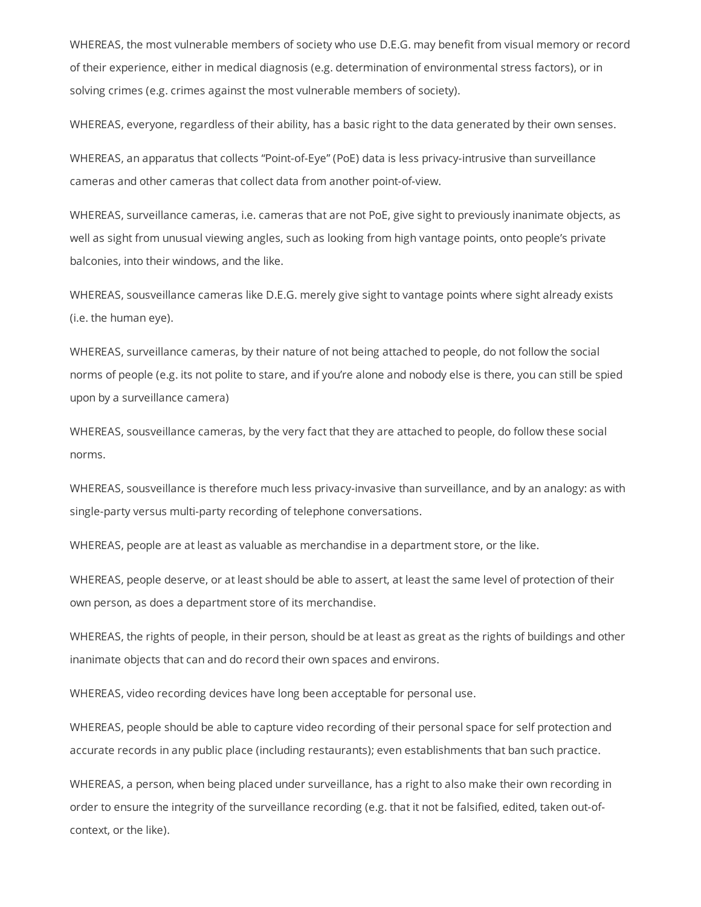WHEREAS, the most vulnerable members of society who use D.E.G. may benefit from visual memory or record of their experience, either in medical diagnosis (e.g. determination of environmental stress factors), or in solving crimes (e.g. crimes against the most vulnerable members of society).

WHEREAS, everyone, regardless of their ability, has a basic right to the data generated by their own senses.

WHEREAS, an apparatus that collects "Point-of-Eye" (PoE) data is less privacy-intrusive than surveillance cameras and other cameras that collect data from another point-of-view.

WHEREAS, surveillance cameras, i.e. cameras that are not PoE, give sight to previously inanimate objects, as well as sight from unusual viewing angles, such as looking from high vantage points, onto people's private balconies, into their windows, and the like.

WHEREAS, sousveillance cameras like D.E.G. merely give sight to vantage points where sight already exists (i.e. the human eye).

WHEREAS, surveillance cameras, by their nature of not being attached to people, do not follow the social norms of people (e.g. its not polite to stare, and if you're alone and nobody else is there, you can still be spied upon by a surveillance camera)

WHEREAS, sousveillance cameras, by the very fact that they are attached to people, do follow these social norms.

WHEREAS, sousveillance is therefore much less privacy-invasive than surveillance, and by an analogy: as with single-party versus multi-party recording of telephone conversations.

WHEREAS, people are at least as valuable as merchandise in a department store, or the like.

WHEREAS, people deserve, or at least should be able to assert, at least the same level of protection of their own person, as does a department store of its merchandise.

WHEREAS, the rights of people, in their person, should be at least as great as the rights of buildings and other inanimate objects that can and do record their own spaces and environs.

WHEREAS, video recording devices have long been acceptable for personal use.

WHEREAS, people should be able to capture video recording of their personal space for self protection and accurate records in any public place (including restaurants); even establishments that ban such practice.

WHEREAS, a person, when being placed under surveillance, has a right to also make their own recording in order to ensure the integrity of the surveillance recording (e.g. that it not be falsified, edited, taken out-of-context, or the like).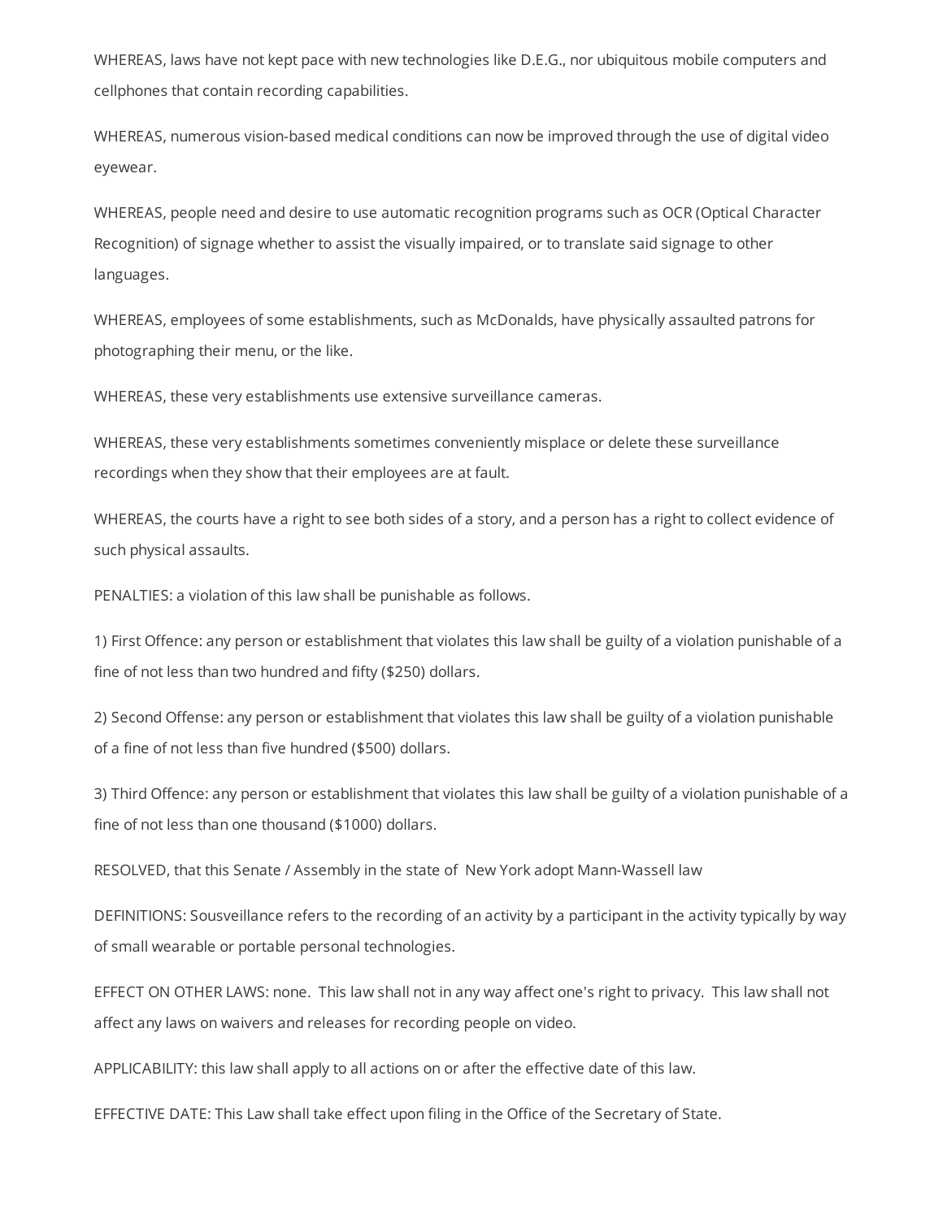WHEREAS, laws have not kept pace with new technologies like D.E.G., nor ubiquitous mobile computers and cellphones that contain recording capabilities.

WHEREAS, numerous vision-based medical conditions can now be improved through the use of digital video eyewear.

WHEREAS, people need and desire to use automatic recognition programs such as OCR (Optical Character Recognition) of signage whether to assist the visually impaired, or to translate said signage to other languages.

WHEREAS, employees of some establishments, such as McDonalds, have physically assaulted patrons for photographing their menu, or the like.

WHEREAS, these very establishments use extensive surveillance cameras.

WHEREAS, these very establishments sometimes conveniently misplace or delete these surveillance recordings when they show that their employees are at fault.

WHEREAS, the courts have a right to see both sides of a story, and a person has a right to collect evidence of such physical assaults.

PENALTIES: a violation of this law shall be punishable as follows.

1) First Offence: any person or establishment that violates this law shall be guilty of a violation punishable of a fine of not less than two hundred and fifty ($250) dollars.

2) Second Offense: any person or establishment that violates this law shall be guilty of a violation punishable of a fine of not less than five hundred ($500) dollars.

3) Third Offence: any person or establishment that violates this law shall be guilty of a violation punishable of a fine of not less than one thousand ($1000) dollars.

RESOLVED, that this Senate / Assembly in the state of New York adopt Mann-Wassell law

DEFINITIONS: Sousveillance refers to the recording of an activity by a participant in the activity typically by way of small wearable or portable personal technologies.

EFFECT ON OTHER LAWS: none. This law shall not in any way affect one's right to privacy. This law shall not affect any laws on waivers and releases for recording people on video.

APPLICABILITY: this law shall apply to all actions on or after the effective date of this law.

EFFECTIVE DATE: This Law shall take effect upon filing in the Office of the Secretary of State.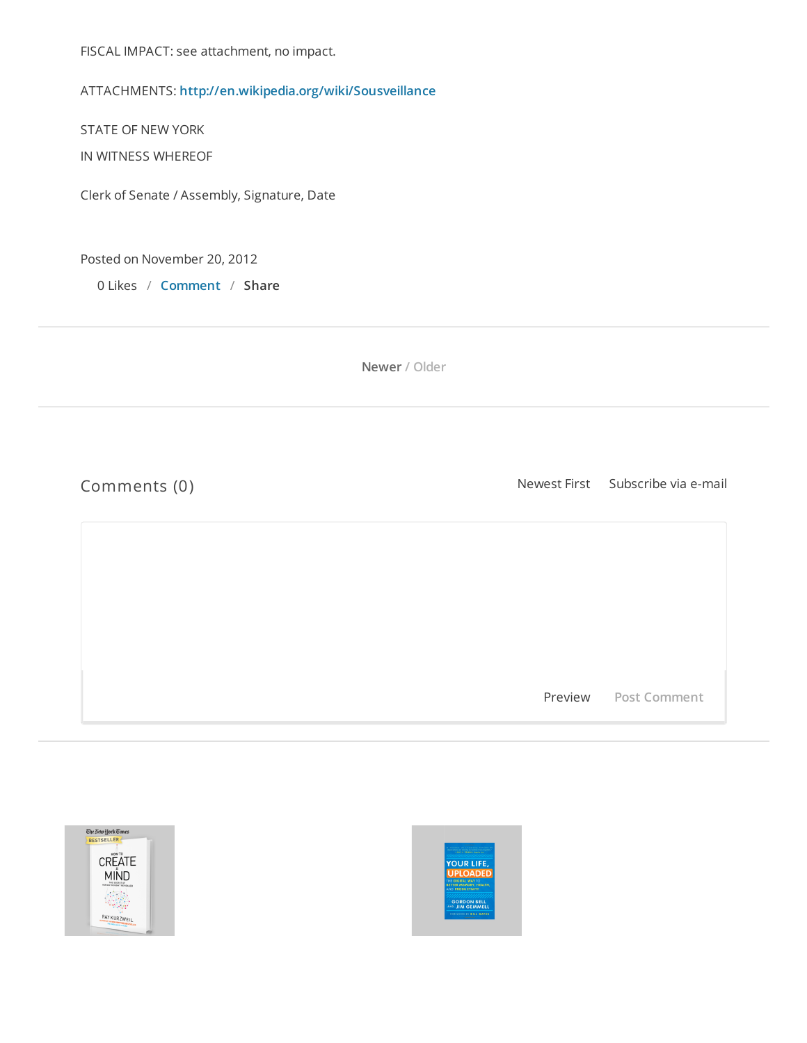FISCAL IMPACT: see attachment, no impact.

ATTACHMENTS: http://en.wikipedia.org/wiki/Sousveillance

STATE OF NEW YORK

IN WITNESS WHEREOF

Clerk of Senate / Assembly, Signature, Date

Posted on November 20, 2012

0 Likes / Comment / Share

Newer / Older

Comments (0)

Newest First   Subscribe via e-mail

Preview   Post Comment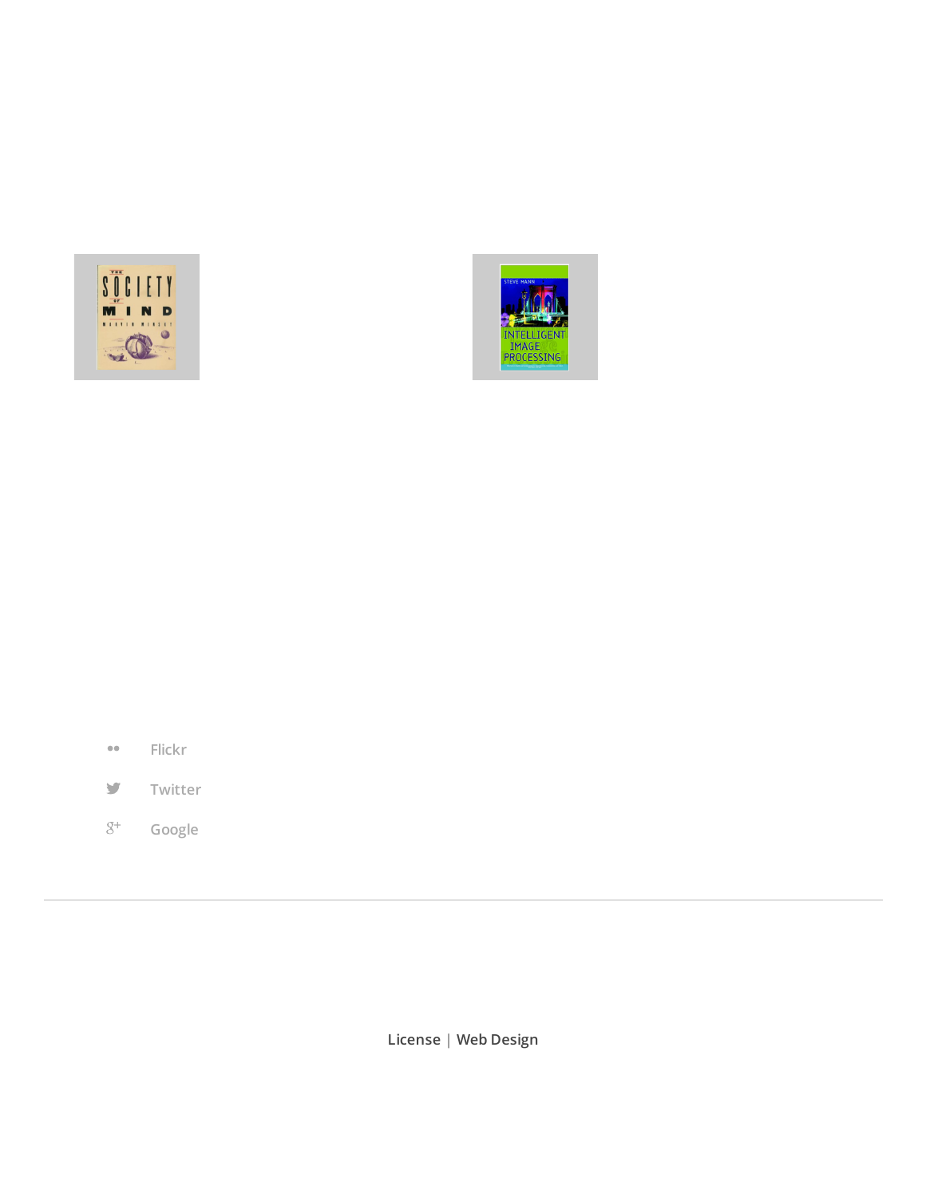Flickr

Twitter

Google

---

License | Web Design